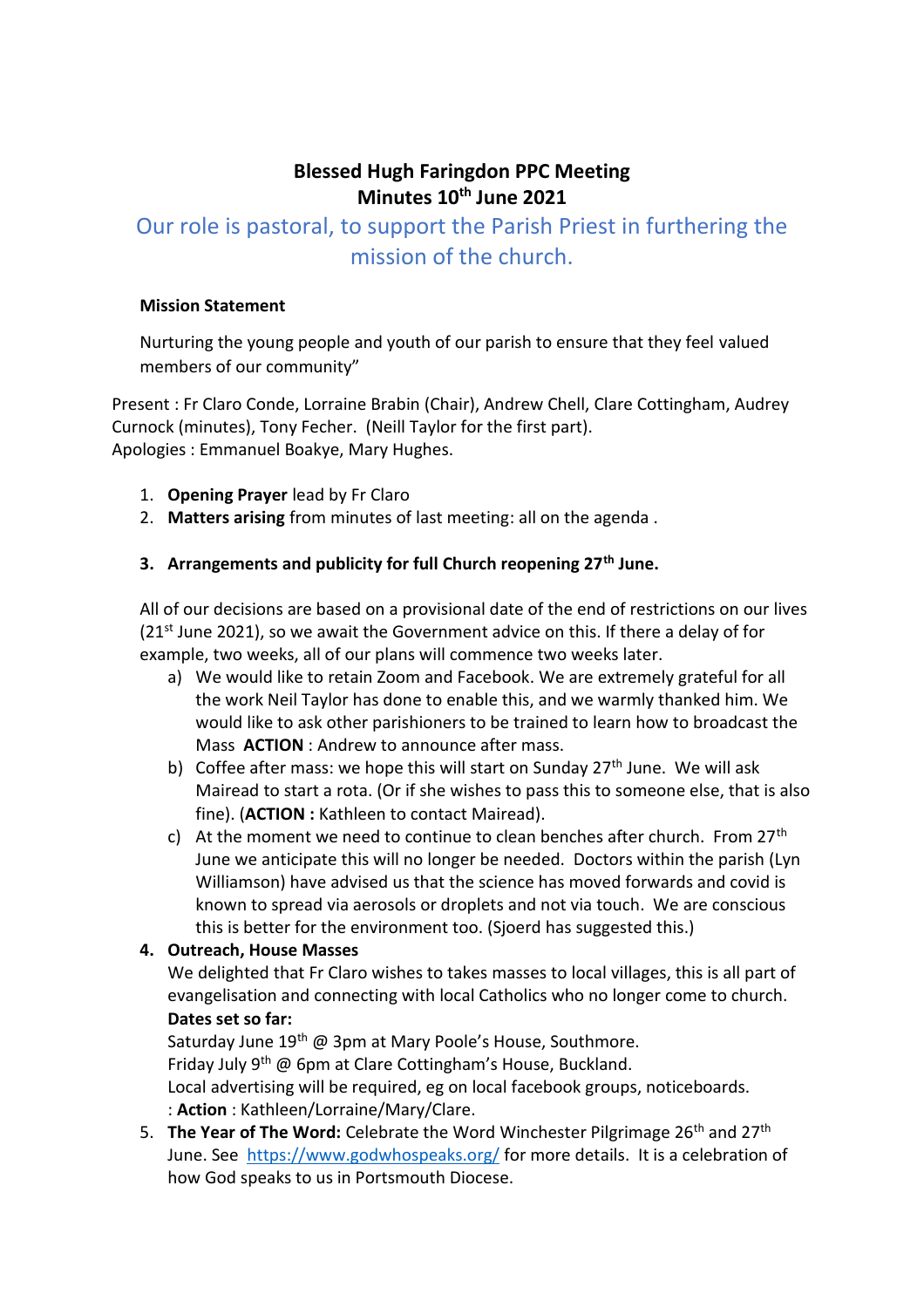# Blessed Hugh Faringdon PPC Meeting
# Minutes 10th June 2021

## Our role is pastoral, to support the Parish Priest in furthering the mission of the church.

**Mission Statement**

Nurturing the young people and youth of our parish to ensure that they feel valued members of our community"

Present : Fr Claro Conde, Lorraine Brabin (Chair), Andrew Chell, Clare Cottingham, Audrey Curnock (minutes), Tony Fecher. (Neill Taylor for the first part).
Apologies : Emmanuel Boakye, Mary Hughes.

1. **Opening Prayer** lead by Fr Claro
2. **Matters arising** from minutes of last meeting: all on the agenda .

3. **Arrangements and publicity for full Church reopening 27th June.**

All of our decisions are based on a provisional date of the end of restrictions on our lives (21st June 2021), so we await the Government advice on this. If there a delay of for example, two weeks, all of our plans will commence two weeks later.

a) We would like to retain Zoom and Facebook. We are extremely grateful for all the work Neil Taylor has done to enable this, and we warmly thanked him. We would like to ask other parishioners to be trained to learn how to broadcast the Mass **ACTION** : Andrew to announce after mass.
b) Coffee after mass: we hope this will start on Sunday 27th June. We will ask Mairead to start a rota. (Or if she wishes to pass this to someone else, that is also fine). (**ACTION :** Kathleen to contact Mairead).
c) At the moment we need to continue to clean benches after church. From 27th June we anticipate this will no longer be needed. Doctors within the parish (Lyn Williamson) have advised us that the science has moved forwards and covid is known to spread via aerosols or droplets and not via touch. We are conscious this is better for the environment too. (Sjoerd has suggested this.)

4. **Outreach, House Masses**
We delighted that Fr Claro wishes to takes masses to local villages, this is all part of evangelisation and connecting with local Catholics who no longer come to church.
**Dates set so far:**
Saturday June 19th @ 3pm at Mary Poole's House, Southmore.
Friday July 9th @ 6pm at Clare Cottingham's House, Buckland.
Local advertising will be required, eg on local facebook groups, noticeboards.
: **Action** : Kathleen/Lorraine/Mary/Clare.

5. **The Year of The Word:** Celebrate the Word Winchester Pilgrimage 26th and 27th June. See https://www.godwhospeaks.org/ for more details. It is a celebration of how God speaks to us in Portsmouth Diocese.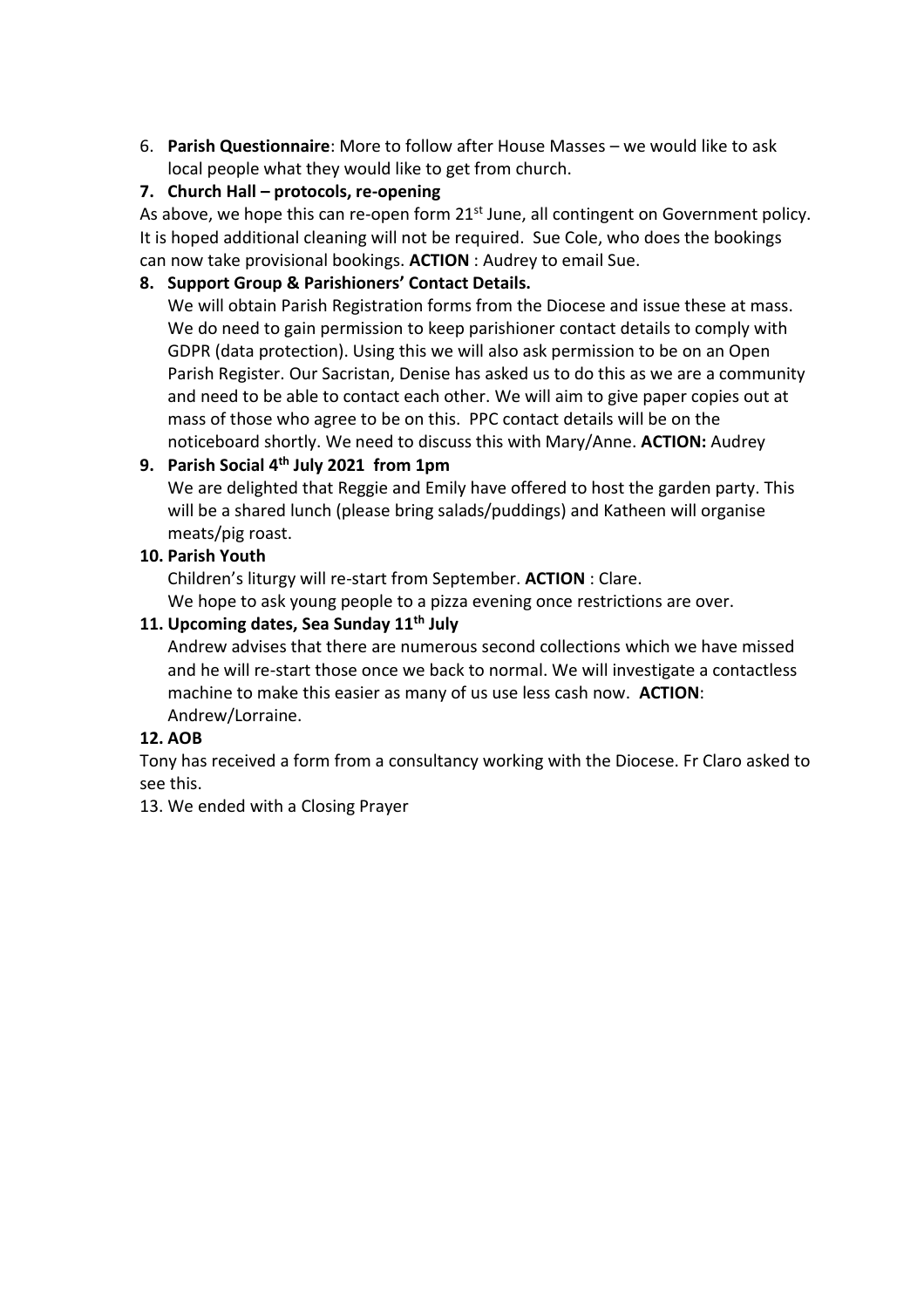6. **Parish Questionnaire**: More to follow after House Masses – we would like to ask local people what they would like to get from church.

7. **Church Hall – protocols, re-opening**

As above, we hope this can re-open form 21st June, all contingent on Government policy. It is hoped additional cleaning will not be required. Sue Cole, who does the bookings can now take provisional bookings. **ACTION** : Audrey to email Sue.

8. **Support Group & Parishioners' Contact Details.**

   We will obtain Parish Registration forms from the Diocese and issue these at mass. We do need to gain permission to keep parishioner contact details to comply with GDPR (data protection). Using this we will also ask permission to be on an Open Parish Register. Our Sacristan, Denise has asked us to do this as we are a community and need to be able to contact each other. We will aim to give paper copies out at mass of those who agree to be on this. PPC contact details will be on the noticeboard shortly. We need to discuss this with Mary/Anne. **ACTION:** Audrey

9. **Parish Social 4th July 2021 from 1pm**

   We are delighted that Reggie and Emily have offered to host the garden party. This will be a shared lunch (please bring salads/puddings) and Katheen will organise meats/pig roast.

10. **Parish Youth**

    Children's liturgy will re-start from September. **ACTION** : Clare.
    We hope to ask young people to a pizza evening once restrictions are over.

11. **Upcoming dates, Sea Sunday 11th July**

    Andrew advises that there are numerous second collections which we have missed and he will re-start those once we back to normal. We will investigate a contactless machine to make this easier as many of us use less cash now. **ACTION**: Andrew/Lorraine.

12. **AOB**

Tony has received a form from a consultancy working with the Diocese. Fr Claro asked to see this.

13. We ended with a Closing Prayer